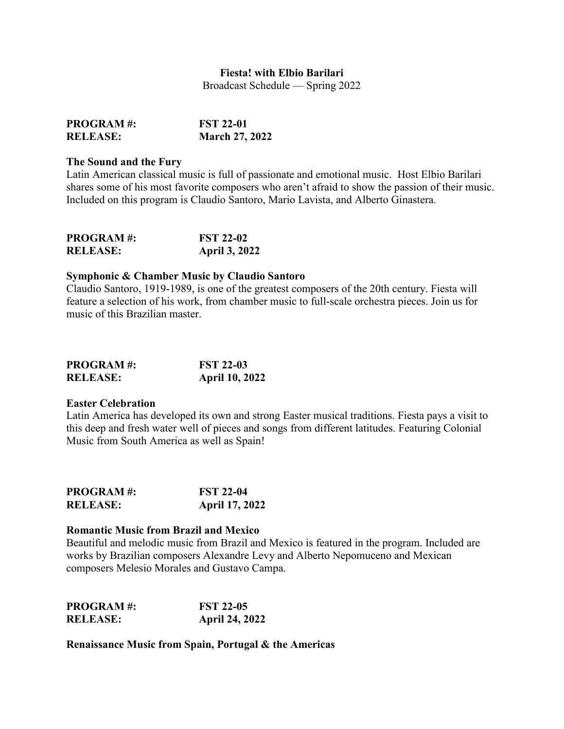**Fiesta! with Elbio Barilari**
Broadcast Schedule — Spring 2022

**PROGRAM #:** **FST 22-01**
**RELEASE:** **March 27, 2022**

**The Sound and the Fury**
Latin American classical music is full of passionate and emotional music. Host Elbio Barilari shares some of his most favorite composers who aren't afraid to show the passion of their music. Included on this program is Claudio Santoro, Mario Lavista, and Alberto Ginastera.

**PROGRAM #:** **FST 22-02**
**RELEASE:** **April 3, 2022**

**Symphonic & Chamber Music by Claudio Santoro**
Claudio Santoro, 1919-1989, is one of the greatest composers of the 20th century. Fiesta will feature a selection of his work, from chamber music to full-scale orchestra pieces. Join us for music of this Brazilian master.

**PROGRAM #:** **FST 22-03**
**RELEASE:** **April 10, 2022**

**Easter Celebration**
Latin America has developed its own and strong Easter musical traditions. Fiesta pays a visit to this deep and fresh water well of pieces and songs from different latitudes. Featuring Colonial Music from South America as well as Spain!

**PROGRAM #:** **FST 22-04**
**RELEASE:** **April 17, 2022**

**Romantic Music from Brazil and Mexico**
Beautiful and melodic music from Brazil and Mexico is featured in the program. Included are works by Brazilian composers Alexandre Levy and Alberto Nepomuceno and Mexican composers Melesio Morales and Gustavo Campa.

**PROGRAM #:** **FST 22-05**
**RELEASE:** **April 24, 2022**

**Renaissance Music from Spain, Portugal & the Americas**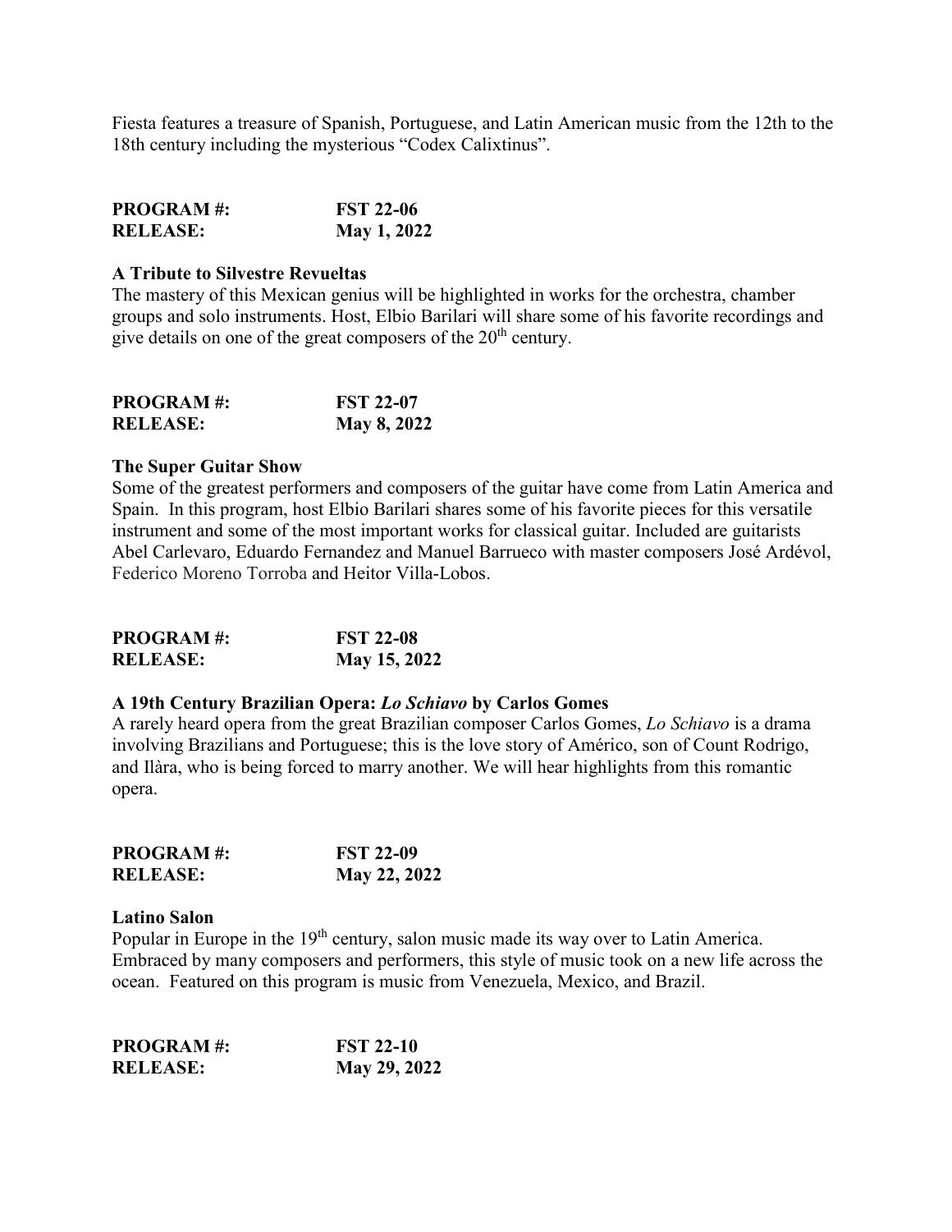Fiesta features a treasure of Spanish, Portuguese, and Latin American music from the 12th to the 18th century including the mysterious "Codex Calixtinus".

**PROGRAM #: FST 22-06**
**RELEASE: May 1, 2022**

**A Tribute to Silvestre Revueltas**
The mastery of this Mexican genius will be highlighted in works for the orchestra, chamber groups and solo instruments. Host, Elbio Barilari will share some of his favorite recordings and give details on one of the great composers of the 20th century.

**PROGRAM #: FST 22-07**
**RELEASE: May 8, 2022**

**The Super Guitar Show**
Some of the greatest performers and composers of the guitar have come from Latin America and Spain. In this program, host Elbio Barilari shares some of his favorite pieces for this versatile instrument and some of the most important works for classical guitar. Included are guitarists Abel Carlevaro, Eduardo Fernandez and Manuel Barrueco with master composers José Ardévol, Federico Moreno Torroba and Heitor Villa-Lobos.

**PROGRAM #: FST 22-08**
**RELEASE: May 15, 2022**

**A 19th Century Brazilian Opera: *Lo Schiavo* by Carlos Gomes**
A rarely heard opera from the great Brazilian composer Carlos Gomes, *Lo Schiavo* is a drama involving Brazilians and Portuguese; this is the love story of Américo, son of Count Rodrigo, and Ilàra, who is being forced to marry another. We will hear highlights from this romantic opera.

**PROGRAM #: FST 22-09**
**RELEASE: May 22, 2022**

**Latino Salon**
Popular in Europe in the 19th century, salon music made its way over to Latin America. Embraced by many composers and performers, this style of music took on a new life across the ocean. Featured on this program is music from Venezuela, Mexico, and Brazil.

**PROGRAM #: FST 22-10**
**RELEASE: May 29, 2022**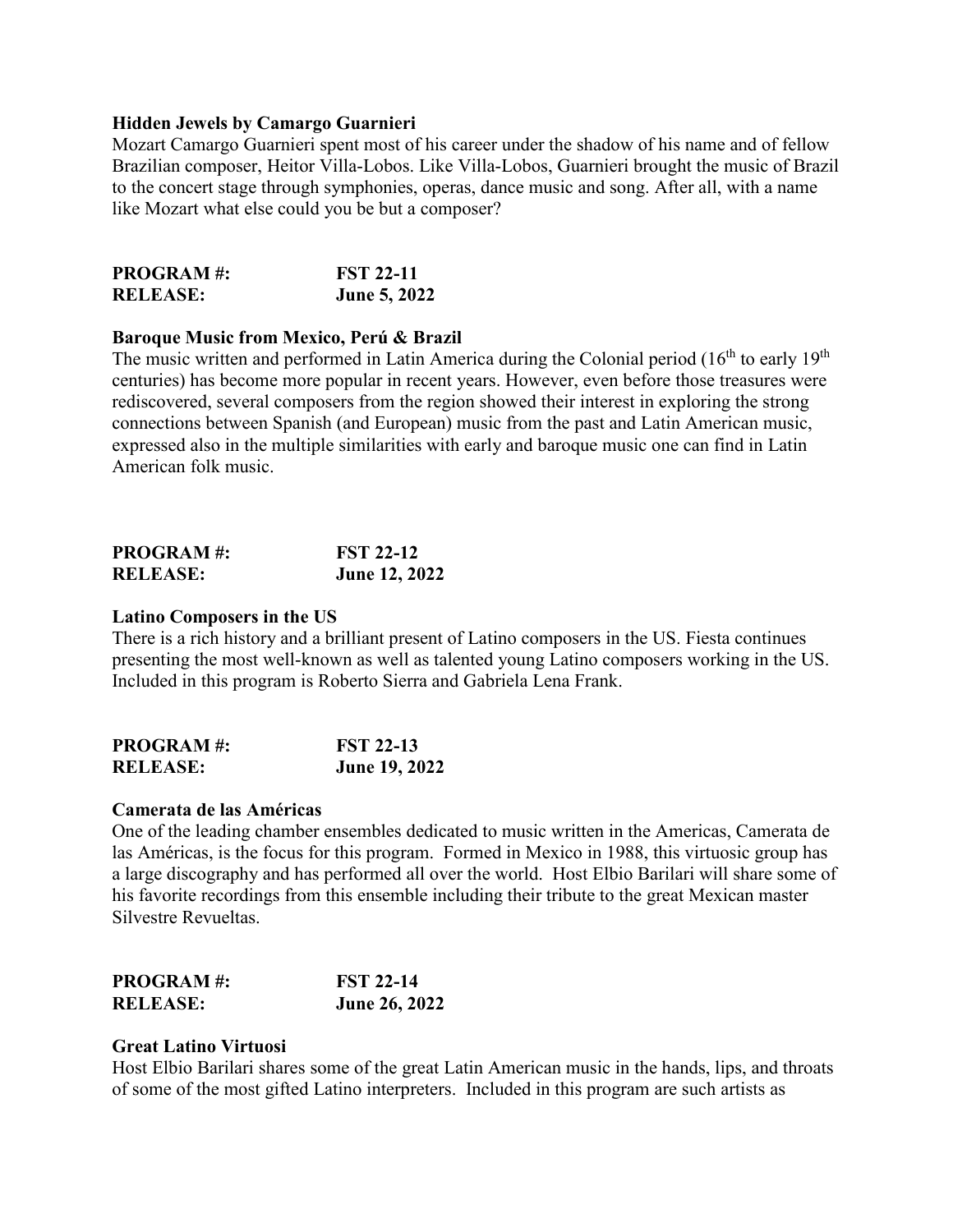**Hidden Jewels by Camargo Guarnieri**

Mozart Camargo Guarnieri spent most of his career under the shadow of his name and of fellow Brazilian composer, Heitor Villa-Lobos. Like Villa-Lobos, Guarnieri brought the music of Brazil to the concert stage through symphonies, operas, dance music and song. After all, with a name like Mozart what else could you be but a composer?

| **PROGRAM #:** | **FST 22-11** |
|---|---|
| **RELEASE:** | **June 5, 2022** |

**Baroque Music from Mexico, Perú & Brazil**

The music written and performed in Latin America during the Colonial period (16th to early 19th centuries) has become more popular in recent years. However, even before those treasures were rediscovered, several composers from the region showed their interest in exploring the strong connections between Spanish (and European) music from the past and Latin American music, expressed also in the multiple similarities with early and baroque music one can find in Latin American folk music.

| **PROGRAM #:** | **FST 22-12** |
|---|---|
| **RELEASE:** | **June 12, 2022** |

**Latino Composers in the US**

There is a rich history and a brilliant present of Latino composers in the US. Fiesta continues presenting the most well-known as well as talented young Latino composers working in the US. Included in this program is Roberto Sierra and Gabriela Lena Frank.

| **PROGRAM #:** | **FST 22-13** |
|---|---|
| **RELEASE:** | **June 19, 2022** |

**Camerata de las Américas**

One of the leading chamber ensembles dedicated to music written in the Americas, Camerata de las Américas, is the focus for this program. Formed in Mexico in 1988, this virtuosic group has a large discography and has performed all over the world. Host Elbio Barilari will share some of his favorite recordings from this ensemble including their tribute to the great Mexican master Silvestre Revueltas.

| **PROGRAM #:** | **FST 22-14** |
|---|---|
| **RELEASE:** | **June 26, 2022** |

**Great Latino Virtuosi**

Host Elbio Barilari shares some of the great Latin American music in the hands, lips, and throats of some of the most gifted Latino interpreters. Included in this program are such artists as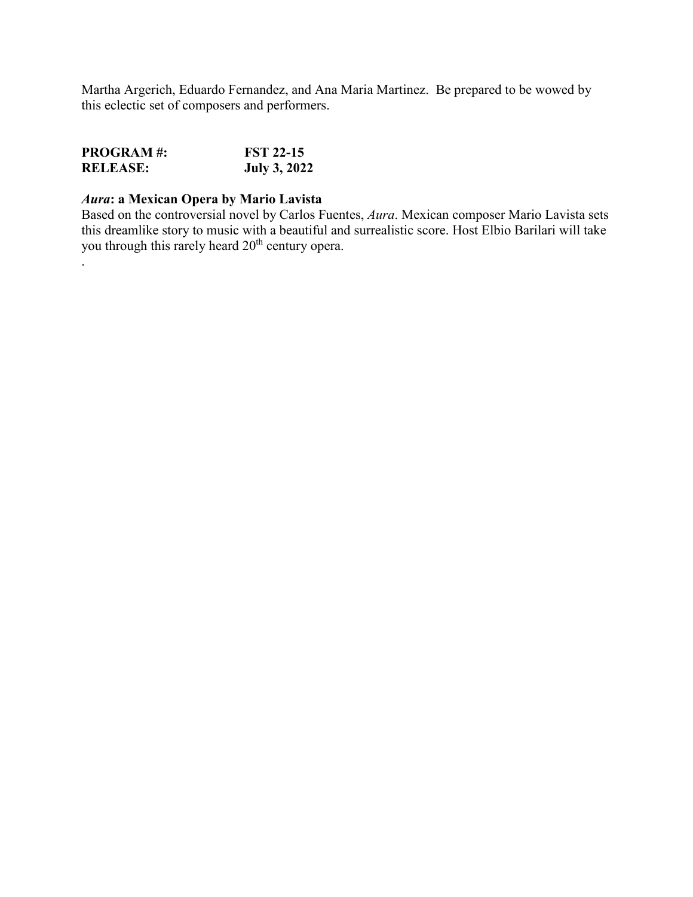Martha Argerich, Eduardo Fernandez, and Ana Maria Martinez. Be prepared to be wowed by this eclectic set of composers and performers.

**PROGRAM #:** **FST 22-15**
**RELEASE:** **July 3, 2022**

***Aura*: a Mexican Opera by Mario Lavista**
Based on the controversial novel by Carlos Fuentes, *Aura*. Mexican composer Mario Lavista sets this dreamlike story to music with a beautiful and surrealistic score. Host Elbio Barilari will take you through this rarely heard 20th century opera.
.